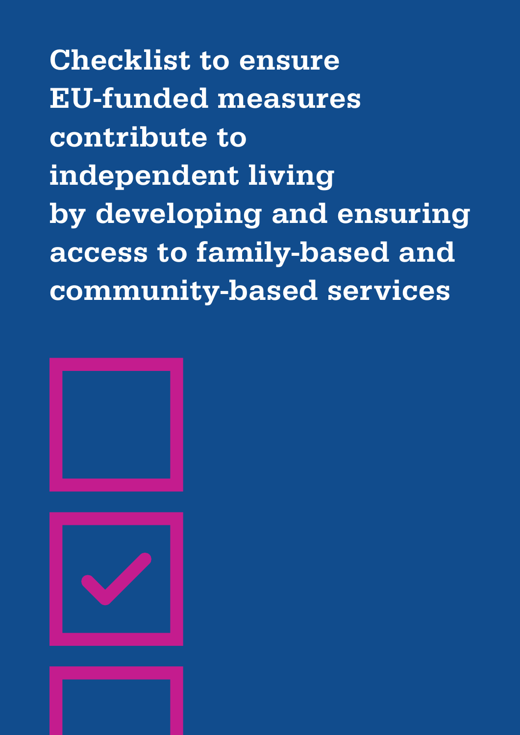# Checklist to ensure EU-funded measures contribute to independent living by developing and ensuring access to family-based and community-based services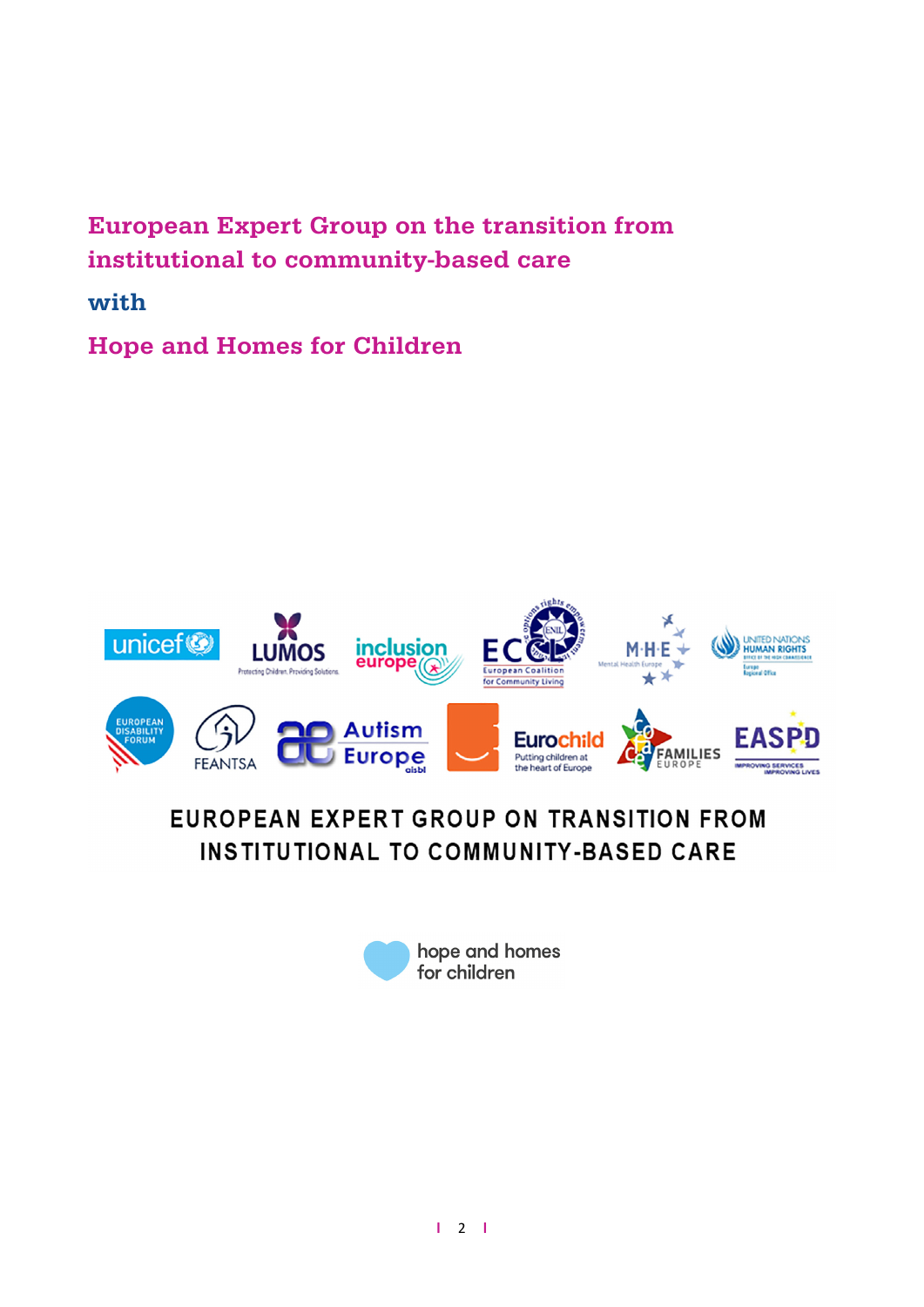**European Expert Group on the transition from institutional to community-based care**

**with**

**Hope and Homes for Children**

EUROPEAN EXPERT GROUP ON TRANSITION FROM INSTITUTIONAL TO COMMUNITY-BASED CARE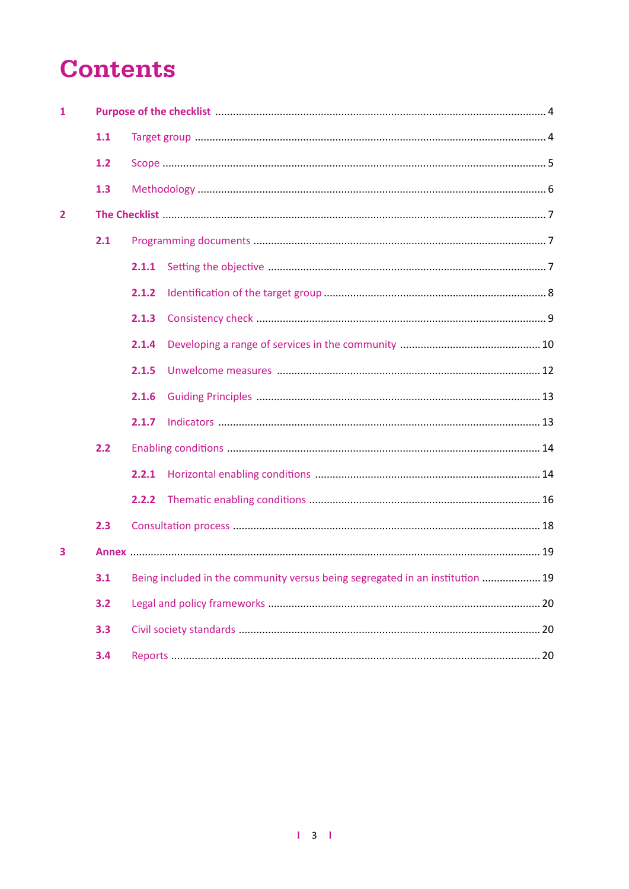# Contents

- 1 **Purpose of the checklist** ... 4
  - 1.1 Target group ... 4
  - 1.2 Scope ... 5
  - 1.3 Methodology ... 6
- 2 **The Checklist** ... 7
  - 2.1 Programming documents ... 7
    - 2.1.1 Setting the objective ... 7
    - 2.1.2 Identification of the target group ... 8
    - 2.1.3 Consistency check ... 9
    - 2.1.4 Developing a range of services in the community ... 10
    - 2.1.5 Unwelcome measures ... 12
    - 2.1.6 Guiding Principles ... 13
    - 2.1.7 Indicators ... 13
  - 2.2 Enabling conditions ... 14
    - 2.2.1 Horizontal enabling conditions ... 14
    - 2.2.2 Thematic enabling conditions ... 16
  - 2.3 Consultation process ... 18
- 3 **Annex** ... 19
  - 3.1 Being included in the community versus being segregated in an institution ... 19
  - 3.2 Legal and policy frameworks ... 20
  - 3.3 Civil society standards ... 20
  - 3.4 Reports ... 20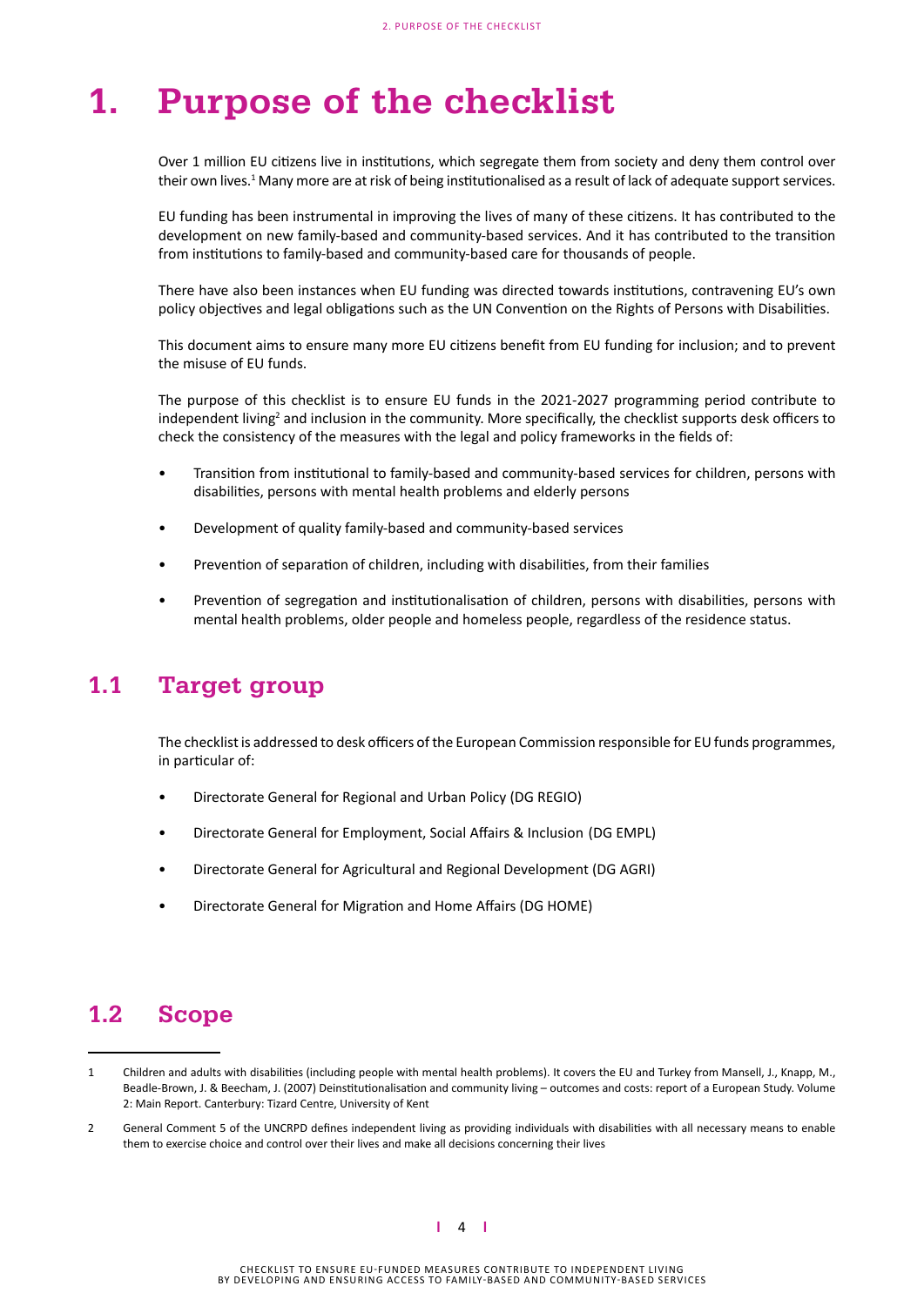# 1. Purpose of the checklist

Over 1 million EU citizens live in institutions, which segregate them from society and deny them control over their own lives.[1] Many more are at risk of being institutionalised as a result of lack of adequate support services.

EU funding has been instrumental in improving the lives of many of these citizens. It has contributed to the development on new family-based and community-based services. And it has contributed to the transition from institutions to family-based and community-based care for thousands of people.

There have also been instances when EU funding was directed towards institutions, contravening EU's own policy objectives and legal obligations such as the UN Convention on the Rights of Persons with Disabilities.

This document aims to ensure many more EU citizens benefit from EU funding for inclusion; and to prevent the misuse of EU funds.

The purpose of this checklist is to ensure EU funds in the 2021-2027 programming period contribute to independent living[2] and inclusion in the community. More specifically, the checklist supports desk officers to check the consistency of the measures with the legal and policy frameworks in the fields of:

- Transition from institutional to family-based and community-based services for children, persons with disabilities, persons with mental health problems and elderly persons
- Development of quality family-based and community-based services
- Prevention of separation of children, including with disabilities, from their families
- Prevention of segregation and institutionalisation of children, persons with disabilities, persons with mental health problems, older people and homeless people, regardless of the residence status.

## 1.1 Target group

The checklist is addressed to desk officers of the European Commission responsible for EU funds programmes, in particular of:

- Directorate General for Regional and Urban Policy (DG REGIO)
- Directorate General for Employment, Social Affairs & Inclusion (DG EMPL)
- Directorate General for Agricultural and Regional Development (DG AGRI)
- Directorate General for Migration and Home Affairs (DG HOME)

## 1.2 Scope

---

1 Children and adults with disabilities (including people with mental health problems). It covers the EU and Turkey from Mansell, J., Knapp, M., Beadle-Brown, J. & Beecham, J. (2007) Deinstitutionalisation and community living – outcomes and costs: report of a European Study. Volume 2: Main Report. Canterbury: Tizard Centre, University of Kent

2 General Comment 5 of the UNCRPD defines independent living as providing individuals with disabilities with all necessary means to enable them to exercise choice and control over their lives and make all decisions concerning their lives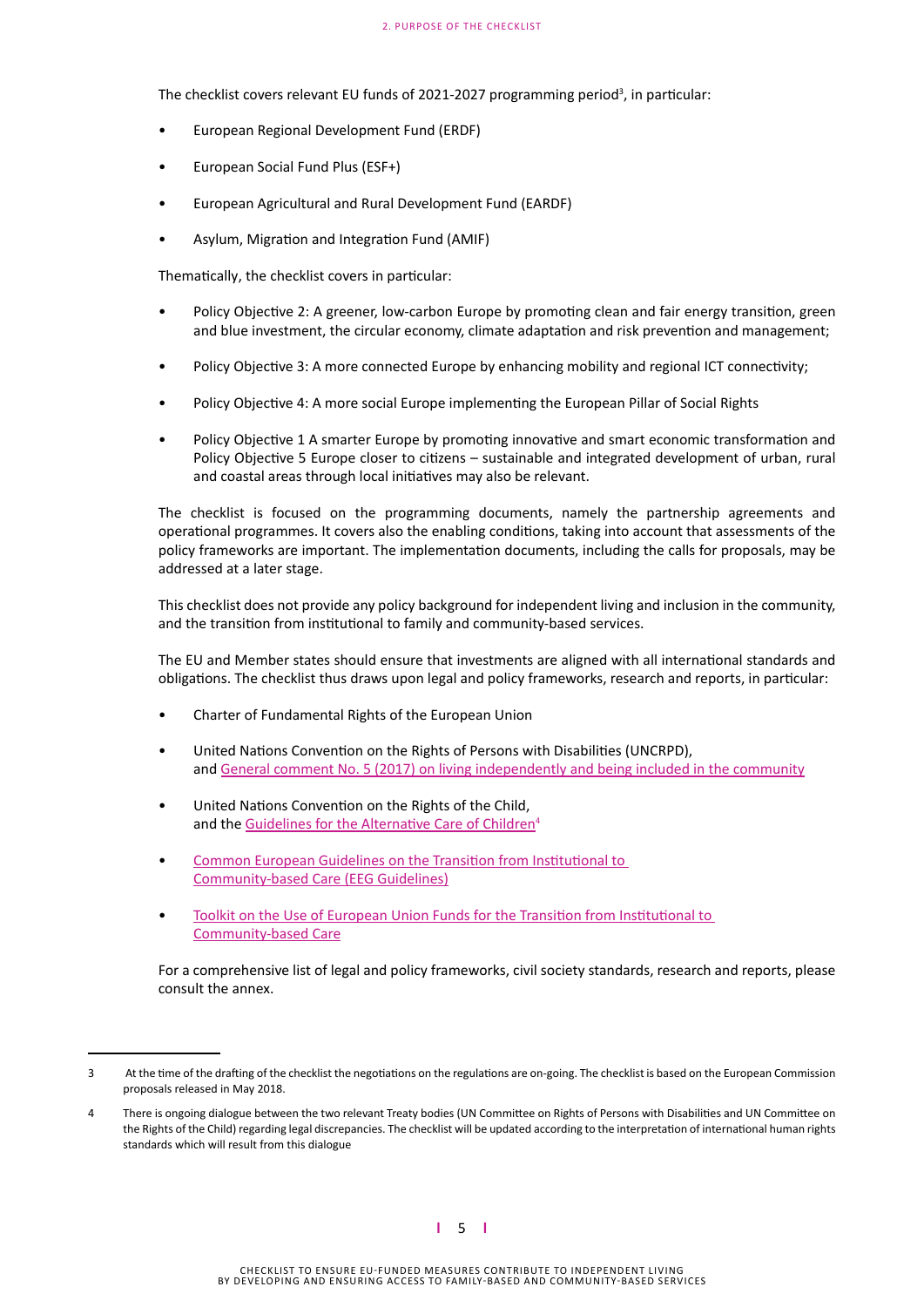The checklist covers relevant EU funds of 2021-2027 programming period[3], in particular:

- European Regional Development Fund (ERDF)
- European Social Fund Plus (ESF+)
- European Agricultural and Rural Development Fund (EARDF)
- Asylum, Migration and Integration Fund (AMIF)

Thematically, the checklist covers in particular:

- Policy Objective 2: A greener, low-carbon Europe by promoting clean and fair energy transition, green and blue investment, the circular economy, climate adaptation and risk prevention and management;
- Policy Objective 3: A more connected Europe by enhancing mobility and regional ICT connectivity;
- Policy Objective 4: A more social Europe implementing the European Pillar of Social Rights
- Policy Objective 1 A smarter Europe by promoting innovative and smart economic transformation and Policy Objective 5 Europe closer to citizens – sustainable and integrated development of urban, rural and coastal areas through local initiatives may also be relevant.

The checklist is focused on the programming documents, namely the partnership agreements and operational programmes. It covers also the enabling conditions, taking into account that assessments of the policy frameworks are important. The implementation documents, including the calls for proposals, may be addressed at a later stage.

This checklist does not provide any policy background for independent living and inclusion in the community, and the transition from institutional to family and community-based services.

The EU and Member states should ensure that investments are aligned with all international standards and obligations. The checklist thus draws upon legal and policy frameworks, research and reports, in particular:

- Charter of Fundamental Rights of the European Union
- United Nations Convention on the Rights of Persons with Disabilities (UNCRPD), and General comment No. 5 (2017) on living independently and being included in the community
- United Nations Convention on the Rights of the Child, and the Guidelines for the Alternative Care of Children[4]
- Common European Guidelines on the Transition from Institutional to Community-based Care (EEG Guidelines)
- Toolkit on the Use of European Union Funds for the Transition from Institutional to Community-based Care

For a comprehensive list of legal and policy frameworks, civil society standards, research and reports, please consult the annex.

---

[3] At the time of the drafting of the checklist the negotiations on the regulations are on-going. The checklist is based on the European Commission proposals released in May 2018.

[4] There is ongoing dialogue between the two relevant Treaty bodies (UN Committee on Rights of Persons with Disabilities and UN Committee on the Rights of the Child) regarding legal discrepancies. The checklist will be updated according to the interpretation of international human rights standards which will result from this dialogue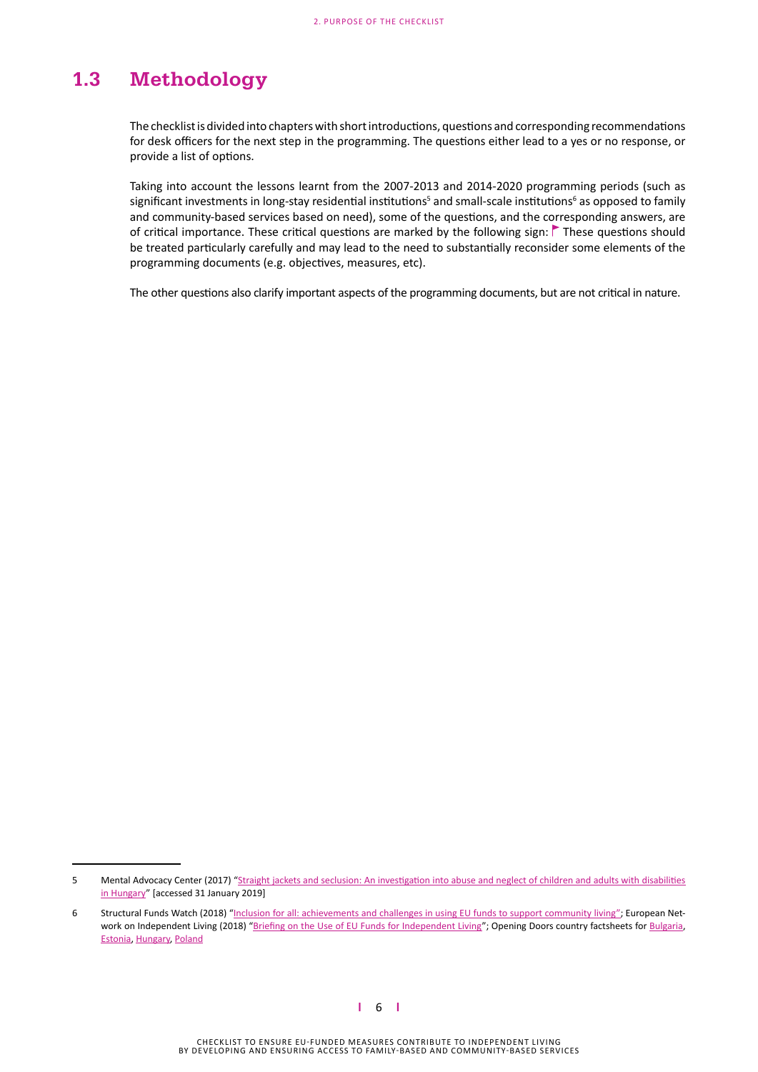## 1.3 Methodology

The checklist is divided into chapters with short introductions, questions and corresponding recommendations for desk officers for the next step in the programming. The questions either lead to a yes or no response, or provide a list of options.

Taking into account the lessons learnt from the 2007-2013 and 2014-2020 programming periods (such as significant investments in long-stay residential institutions[5] and small-scale institutions[6] as opposed to family and community-based services based on need), some of the questions, and the corresponding answers, are of critical importance. These critical questions are marked by the following sign: 🚩 These questions should be treated particularly carefully and may lead to the need to substantially reconsider some elements of the programming documents (e.g. objectives, measures, etc).

The other questions also clarify important aspects of the programming documents, but are not critical in nature.

---

5 Mental Advocacy Center (2017) "Straight jackets and seclusion: An investigation into abuse and neglect of children and adults with disabilities in Hungary" [accessed 31 January 2019]

6 Structural Funds Watch (2018) "Inclusion for all: achievements and challenges in using EU funds to support community living"; European Network on Independent Living (2018) "Briefing on the Use of EU Funds for Independent Living"; Opening Doors country factsheets for Bulgaria, Estonia, Hungary, Poland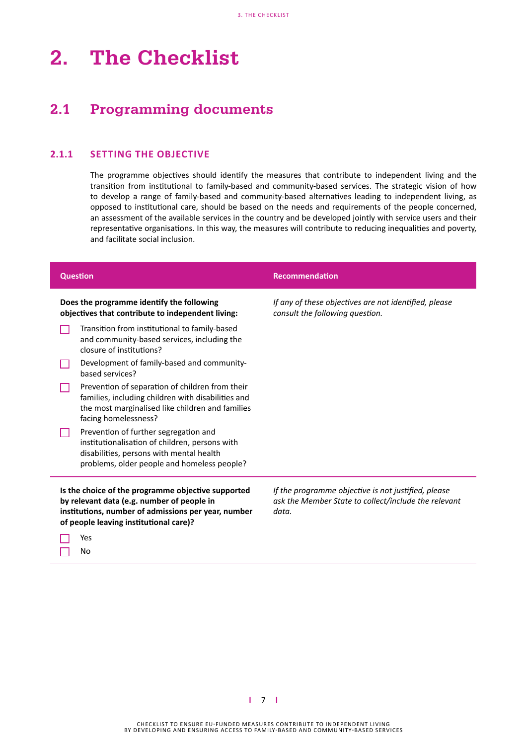# 2. The Checklist

## 2.1 Programming documents

### 2.1.1 SETTING THE OBJECTIVE

The programme objectives should identify the measures that contribute to independent living and the transition from institutional to family-based and community-based services. The strategic vision of how to develop a range of family-based and community-based alternatives leading to independent living, as opposed to institutional care, should be based on the needs and requirements of the people concerned, an assessment of the available services in the country and be developed jointly with service users and their representative organisations. In this way, the measures will contribute to reducing inequalities and poverty, and facilitate social inclusion.

| Question | Recommendation |
|---|---|
| **Does the programme identify the following objectives that contribute to independent living:**<br>☐ Transition from institutional to family-based and community-based services, including the closure of institutions?<br>☐ Development of family-based and community-based services?<br>☐ Prevention of separation of children from their families, including children with disabilities and the most marginalised like children and families facing homelessness?<br>☐ Prevention of further segregation and institutionalisation of children, persons with disabilities, persons with mental health problems, older people and homeless people? | *If any of these objectives are not identified, please consult the following question.* |
| **Is the choice of the programme objective supported by relevant data (e.g. number of people in institutions, number of admissions per year, number of people leaving institutional care)?**<br>☐ Yes<br>☐ No | *If the programme objective is not justified, please ask the Member State to collect/include the relevant data.* |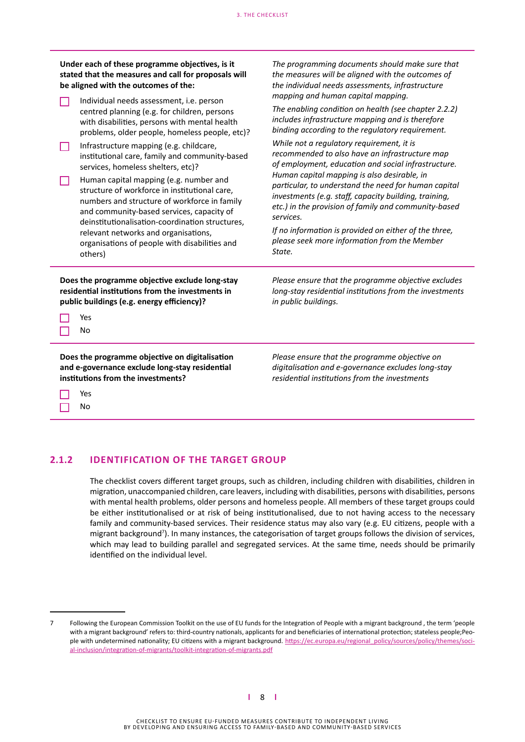| | |
|---|---|
| **Under each of these programme objectives, is it stated that the measures and call for proposals will be aligned with the outcomes of the:**<br>☐ Individual needs assessment, i.e. person centred planning (e.g. for children, persons with disabilities, persons with mental health problems, older people, homeless people, etc)?<br>☐ Infrastructure mapping (e.g. childcare, institutional care, family and community-based services, homeless shelters, etc)?<br>☐ Human capital mapping (e.g. number and structure of workforce in institutional care, numbers and structure of workforce in family and community-based services, capacity of deinstitutionalisation-coordination structures, relevant networks and organisations, organisations of people with disabilities and others) | *The programming documents should make sure that the measures will be aligned with the outcomes of the individual needs assessments, infrastructure mapping and human capital mapping.*<br>*The enabling condition on health (see chapter 2.2.2) includes infrastructure mapping and is therefore binding according to the regulatory requirement.*<br>*While not a regulatory requirement, it is recommended to also have an infrastructure map of employment, education and social infrastructure. Human capital mapping is also desirable, in particular, to understand the need for human capital investments (e.g. staff, capacity building, training, etc.) in the provision of family and community-based services.*<br>*If no information is provided on either of the three, please seek more information from the Member State.* |
| **Does the programme objective exclude long-stay residential institutions from the investments in public buildings (e.g. energy efficiency)?**<br>☐ Yes<br>☐ No | *Please ensure that the programme objective excludes long-stay residential institutions from the investments in public buildings.* |
| **Does the programme objective on digitalisation and e-governance exclude long-stay residential institutions from the investments?**<br>☐ Yes<br>☐ No | *Please ensure that the programme objective on digitalisation and e-governance excludes long-stay residential institutions from the investments* |

### 2.1.2 IDENTIFICATION OF THE TARGET GROUP

The checklist covers different target groups, such as children, including children with disabilities, children in migration, unaccompanied children, care leavers, including with disabilities, persons with disabilities, persons with mental health problems, older persons and homeless people. All members of these target groups could be either institutionalised or at risk of being institutionalised, due to not having access to the necessary family and community-based services. Their residence status may also vary (e.g. EU citizens, people with a migrant background[7]). In many instances, the categorisation of target groups follows the division of services, which may lead to building parallel and segregated services. At the same time, needs should be primarily identified on the individual level.

---

7 Following the European Commission Toolkit on the use of EU funds for the Integration of People with a migrant background , the term 'people with a migrant background' refers to: third-country nationals, applicants for and beneficiaries of international protection; stateless people;People with undetermined nationality; EU citizens with a migrant background. https://ec.europa.eu/regional_policy/sources/policy/themes/social-inclusion/integration-of-migrants/toolkit-integration-of-migrants.pdf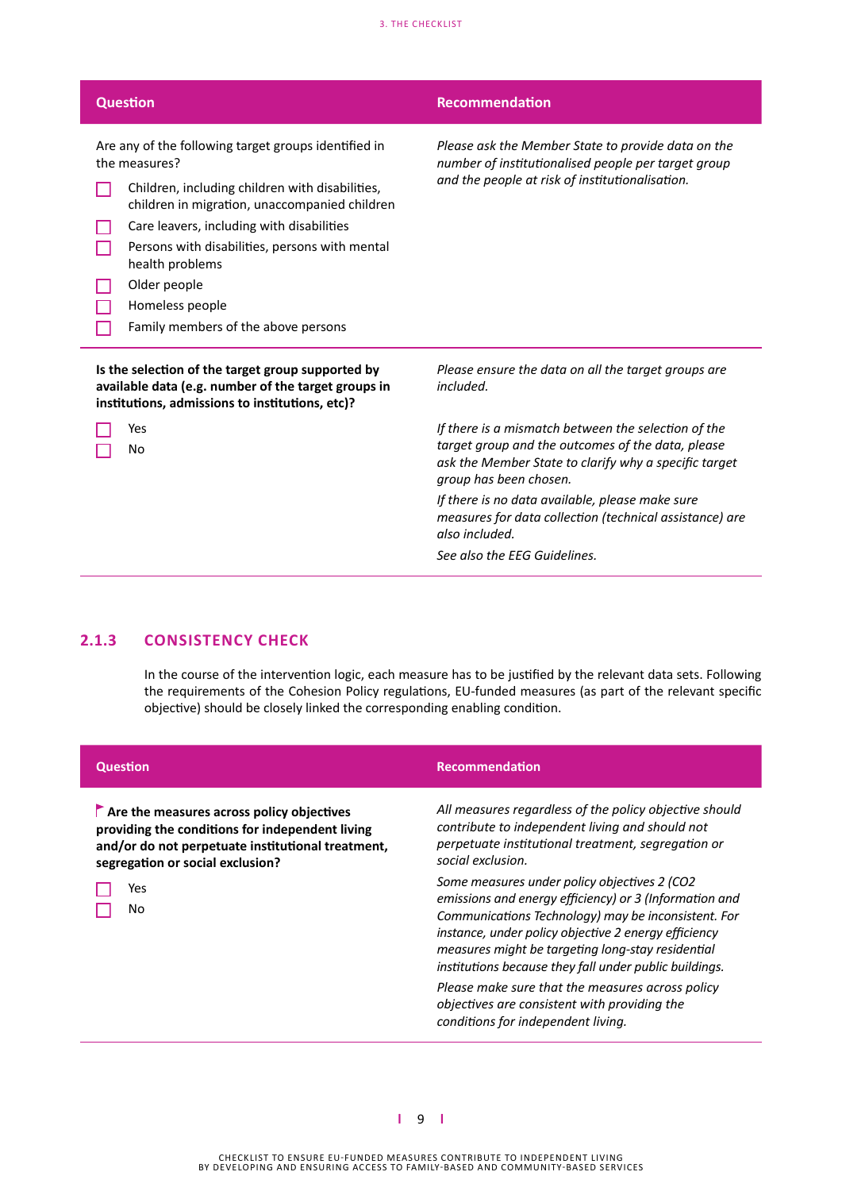| Question | Recommendation |
|---|---|
| Are any of the following target groups identified in the measures?<br>☐ Children, including children with disabilities, children in migration, unaccompanied children<br>☐ Care leavers, including with disabilities<br>☐ Persons with disabilities, persons with mental health problems<br>☐ Older people<br>☐ Homeless people<br>☐ Family members of the above persons | *Please ask the Member State to provide data on the number of institutionalised people per target group and the people at risk of institutionalisation.* |
| **Is the selection of the target group supported by available data (e.g. number of the target groups in institutions, admissions to institutions, etc)?**<br>☐ Yes<br>☐ No | *Please ensure the data on all the target groups are included.*<br>*If there is a mismatch between the selection of the target group and the outcomes of the data, please ask the Member State to clarify why a specific target group has been chosen.*<br>*If there is no data available, please make sure measures for data collection (technical assistance) are also included.*<br>*See also the EEG Guidelines.* |

## 2.1.3 CONSISTENCY CHECK

In the course of the intervention logic, each measure has to be justified by the relevant data sets. Following the requirements of the Cohesion Policy regulations, EU-funded measures (as part of the relevant specific objective) should be closely linked the corresponding enabling condition.

| Question | Recommendation |
|---|---|
| **Are the measures across policy objectives providing the conditions for independent living and/or do not perpetuate institutional treatment, segregation or social exclusion?**<br>☐ Yes<br>☐ No | *All measures regardless of the policy objective should contribute to independent living and should not perpetuate institutional treatment, segregation or social exclusion.*<br>*Some measures under policy objectives 2 ($CO_2$ emissions and energy efficiency) or 3 (Information and Communications Technology) may be inconsistent. For instance, under policy objective 2 energy efficiency measures might be targeting long-stay residential institutions because they fall under public buildings.*<br>*Please make sure that the measures across policy objectives are consistent with providing the conditions for independent living.* |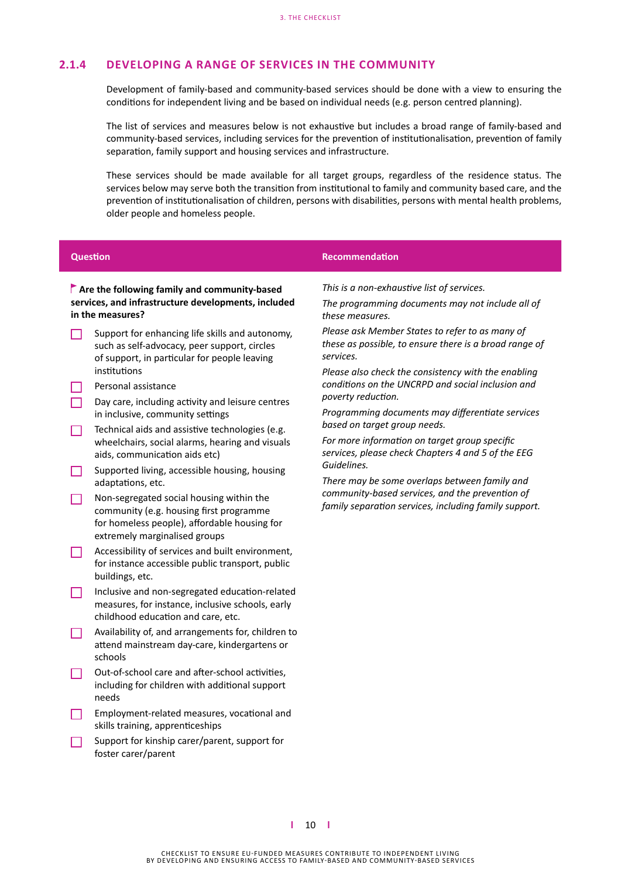### 2.1.4 DEVELOPING A RANGE OF SERVICES IN THE COMMUNITY

Development of family-based and community-based services should be done with a view to ensuring the conditions for independent living and be based on individual needs (e.g. person centred planning).

The list of services and measures below is not exhaustive but includes a broad range of family-based and community-based services, including services for the prevention of institutionalisation, prevention of family separation, family support and housing services and infrastructure.

These services should be made available for all target groups, regardless of the residence status. The services below may serve both the transition from institutional to family and community based care, and the prevention of institutionalisation of children, persons with disabilities, persons with mental health problems, older people and homeless people.

| Question | Recommendation |
|---|---|
| **Are the following family and community-based services, and infrastructure developments, included in the measures?**<br><br>☐ Support for enhancing life skills and autonomy, such as self-advocacy, peer support, circles of support, in particular for people leaving institutions<br>☐ Personal assistance<br>☐ Day care, including activity and leisure centres in inclusive, community settings<br>☐ Technical aids and assistive technologies (e.g. wheelchairs, social alarms, hearing and visuals aids, communication aids etc)<br>☐ Supported living, accessible housing, housing adaptations, etc.<br>☐ Non-segregated social housing within the community (e.g. housing first programme for homeless people), affordable housing for extremely marginalised groups<br>☐ Accessibility of services and built environment, for instance accessible public transport, public buildings, etc.<br>☐ Inclusive and non-segregated education-related measures, for instance, inclusive schools, early childhood education and care, etc.<br>☐ Availability of, and arrangements for, children to attend mainstream day-care, kindergartens or schools<br>☐ Out-of-school care and after-school activities, including for children with additional support needs<br>☐ Employment-related measures, vocational and skills training, apprenticeships<br>☐ Support for kinship carer/parent, support for foster carer/parent | *This is a non-exhaustive list of services.*<br><br>*The programming documents may not include all of these measures.*<br><br>*Please ask Member States to refer to as many of these as possible, to ensure there is a broad range of services.*<br><br>*Please also check the consistency with the enabling conditions on the UNCRPD and social inclusion and poverty reduction.*<br><br>*Programming documents may differentiate services based on target group needs.*<br><br>*For more information on target group specific services, please check Chapters 4 and 5 of the EEG Guidelines.*<br><br>*There may be some overlaps between family and community-based services, and the prevention of family separation services, including family support.* |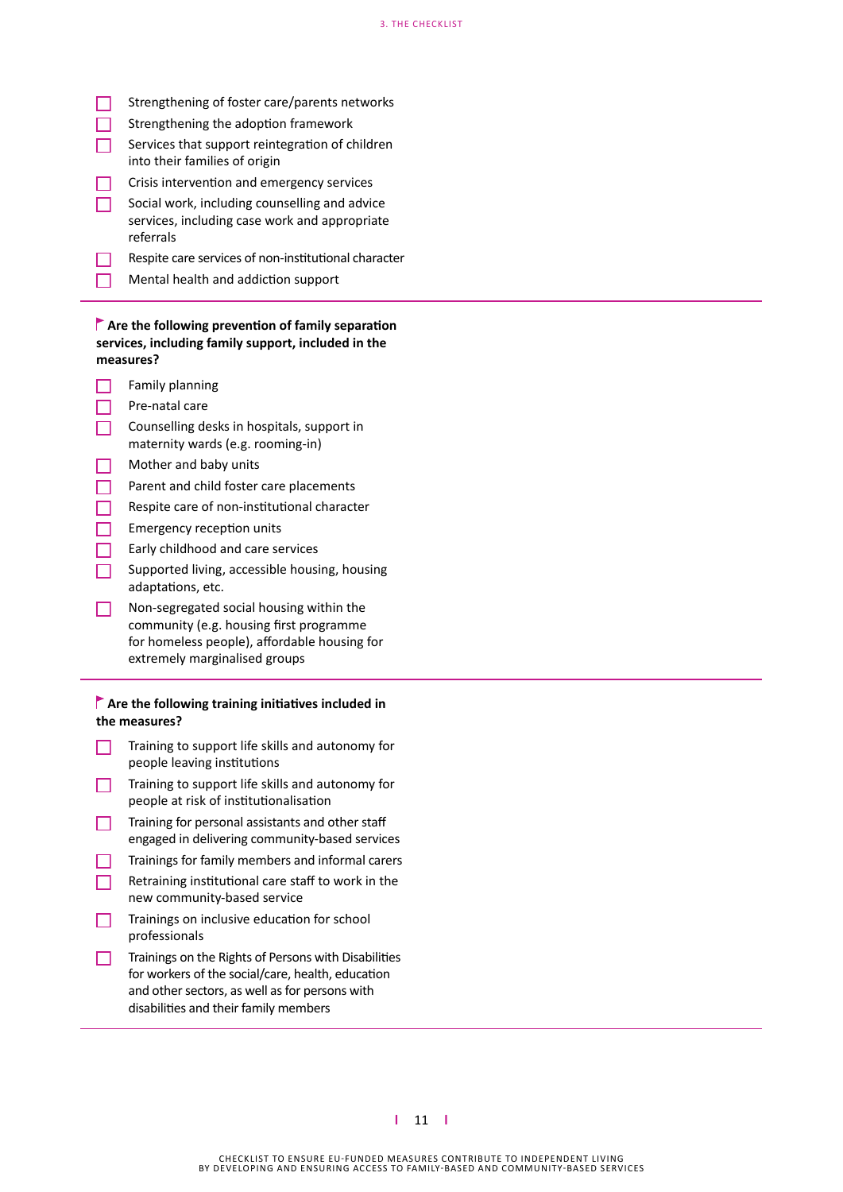- [ ] Strengthening of foster care/parents networks
- [ ] Strengthening the adoption framework
- [ ] Services that support reintegration of children into their families of origin
- [ ] Crisis intervention and emergency services
- [ ] Social work, including counselling and advice services, including case work and appropriate referrals
- [ ] Respite care services of non-institutional character
- [ ] Mental health and addiction support

---

**Are the following prevention of family separation services, including family support, included in the measures?**

- [ ] Family planning
- [ ] Pre-natal care
- [ ] Counselling desks in hospitals, support in maternity wards (e.g. rooming-in)
- [ ] Mother and baby units
- [ ] Parent and child foster care placements
- [ ] Respite care of non-institutional character
- [ ] Emergency reception units
- [ ] Early childhood and care services
- [ ] Supported living, accessible housing, housing adaptations, etc.
- [ ] Non-segregated social housing within the community (e.g. housing first programme for homeless people), affordable housing for extremely marginalised groups

---

**Are the following training initiatives included in the measures?**

- [ ] Training to support life skills and autonomy for people leaving institutions
- [ ] Training to support life skills and autonomy for people at risk of institutionalisation
- [ ] Training for personal assistants and other staff engaged in delivering community-based services
- [ ] Trainings for family members and informal carers
- [ ] Retraining institutional care staff to work in the new community-based service
- [ ] Trainings on inclusive education for school professionals
- [ ] Trainings on the Rights of Persons with Disabilities for workers of the social/care, health, education and other sectors, as well as for persons with disabilities and their family members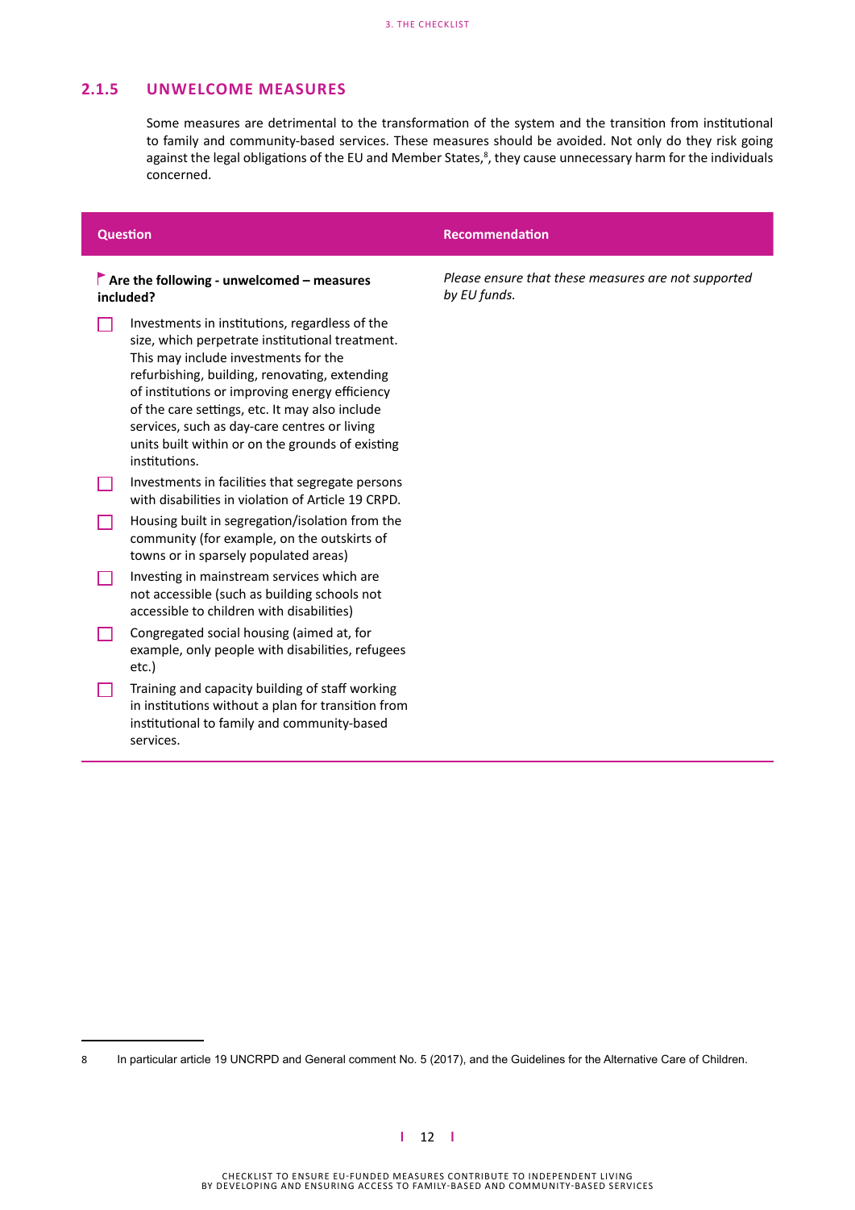### 2.1.5 UNWELCOME MEASURES

Some measures are detrimental to the transformation of the system and the transition from institutional to family and community-based services. These measures should be avoided. Not only do they risk going against the legal obligations of the EU and Member States,[8], they cause unnecessary harm for the individuals concerned.

| Question | Recommendation |
|---|---|
| **Are the following - unwelcomed – measures included?**<br>☐ Investments in institutions, regardless of the size, which perpetrate institutional treatment. This may include investments for the refurbishing, building, renovating, extending of institutions or improving energy efficiency of the care settings, etc. It may also include services, such as day-care centres or living units built within or on the grounds of existing institutions.<br>☐ Investments in facilities that segregate persons with disabilities in violation of Article 19 CRPD.<br>☐ Housing built in segregation/isolation from the community (for example, on the outskirts of towns or in sparsely populated areas)<br>☐ Investing in mainstream services which are not accessible (such as building schools not accessible to children with disabilities)<br>☐ Congregated social housing (aimed at, for example, only people with disabilities, refugees etc.)<br>☐ Training and capacity building of staff working in institutions without a plan for transition from institutional to family and community-based services. | *Please ensure that these measures are not supported by EU funds.* |

8 In particular article 19 UNCRPD and General comment No. 5 (2017), and the Guidelines for the Alternative Care of Children.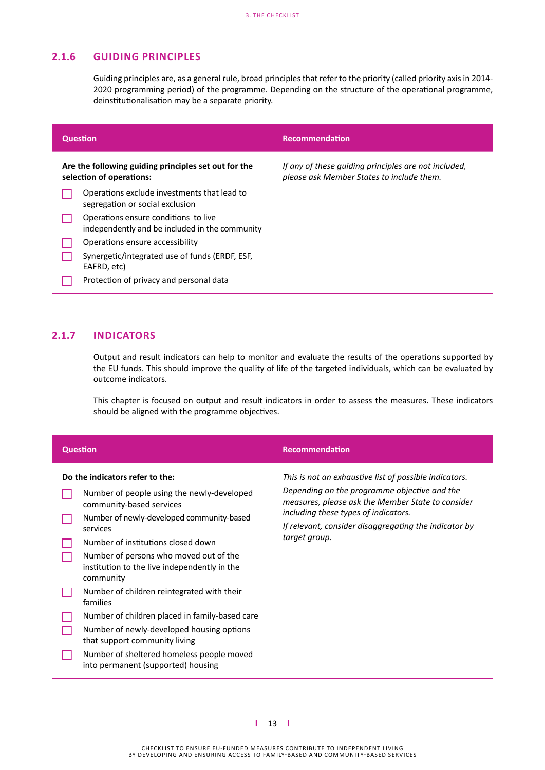### 2.1.6 GUIDING PRINCIPLES

Guiding principles are, as a general rule, broad principles that refer to the priority (called priority axis in 2014-2020 programming period) of the programme. Depending on the structure of the operational programme, deinstitutionalisation may be a separate priority.

| Question | Recommendation |
| --- | --- |
| **Are the following guiding principles set out for the selection of operations:**<br>☐ Operations exclude investments that lead to segregation or social exclusion<br>☐ Operations ensure conditions to live independently and be included in the community<br>☐ Operations ensure accessibility<br>☐ Synergetic/integrated use of funds (ERDF, ESF, EAFRD, etc)<br>☐ Protection of privacy and personal data | *If any of these guiding principles are not included, please ask Member States to include them.* |

### 2.1.7 INDICATORS

Output and result indicators can help to monitor and evaluate the results of the operations supported by the EU funds. This should improve the quality of life of the targeted individuals, which can be evaluated by outcome indicators.

This chapter is focused on output and result indicators in order to assess the measures. These indicators should be aligned with the programme objectives.

| Question | Recommendation |
| --- | --- |
| **Do the indicators refer to the:**<br>☐ Number of people using the newly-developed community-based services<br>☐ Number of newly-developed community-based services<br>☐ Number of institutions closed down<br>☐ Number of persons who moved out of the institution to the live independently in the community<br>☐ Number of children reintegrated with their families<br>☐ Number of children placed in family-based care<br>☐ Number of newly-developed housing options that support community living<br>☐ Number of sheltered homeless people moved into permanent (supported) housing | *This is not an exhaustive list of possible indicators.*<br>*Depending on the programme objective and the measures, please ask the Member State to consider including these types of indicators.*<br>*If relevant, consider disaggregating the indicator by target group.* |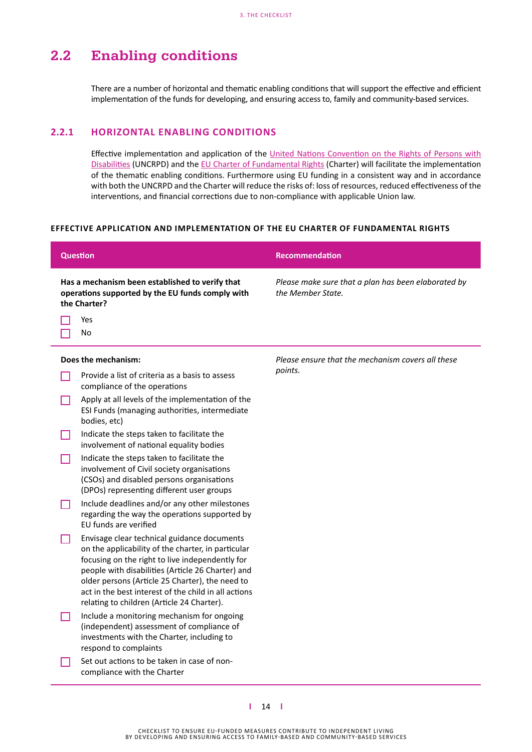## 2.2 Enabling conditions

There are a number of horizontal and thematic enabling conditions that will support the effective and efficient implementation of the funds for developing, and ensuring access to, family and community-based services.

### 2.2.1 HORIZONTAL ENABLING CONDITIONS

Effective implementation and application of the United Nations Convention on the Rights of Persons with Disabilities (UNCRPD) and the EU Charter of Fundamental Rights (Charter) will facilitate the implementation of the thematic enabling conditions. Furthermore using EU funding in a consistent way and in accordance with both the UNCRPD and the Charter will reduce the risks of: loss of resources, reduced effectiveness of the interventions, and financial corrections due to non-compliance with applicable Union law.

#### EFFECTIVE APPLICATION AND IMPLEMENTATION OF THE EU CHARTER OF FUNDAMENTAL RIGHTS

| Question | Recommendation |
| --- | --- |
| **Has a mechanism been established to verify that operations supported by the EU funds comply with the Charter?**<br>☐ Yes<br>☐ No | *Please make sure that a plan has been elaborated by the Member State.* |
| **Does the mechanism:**<br>☐ Provide a list of criteria as a basis to assess compliance of the operations<br>☐ Apply at all levels of the implementation of the ESI Funds (managing authorities, intermediate bodies, etc)<br>☐ Indicate the steps taken to facilitate the involvement of national equality bodies<br>☐ Indicate the steps taken to facilitate the involvement of Civil society organisations (CSOs) and disabled persons organisations (DPOs) representing different user groups<br>☐ Include deadlines and/or any other milestones regarding the way the operations supported by EU funds are verified<br>☐ Envisage clear technical guidance documents on the applicability of the charter, in particular focusing on the right to live independently for people with disabilities (Article 26 Charter) and older persons (Article 25 Charter), the need to act in the best interest of the child in all actions relating to children (Article 24 Charter).<br>☐ Include a monitoring mechanism for ongoing (independent) assessment of compliance of investments with the Charter, including to respond to complaints<br>☐ Set out actions to be taken in case of non-compliance with the Charter | *Please ensure that the mechanism covers all these points.* |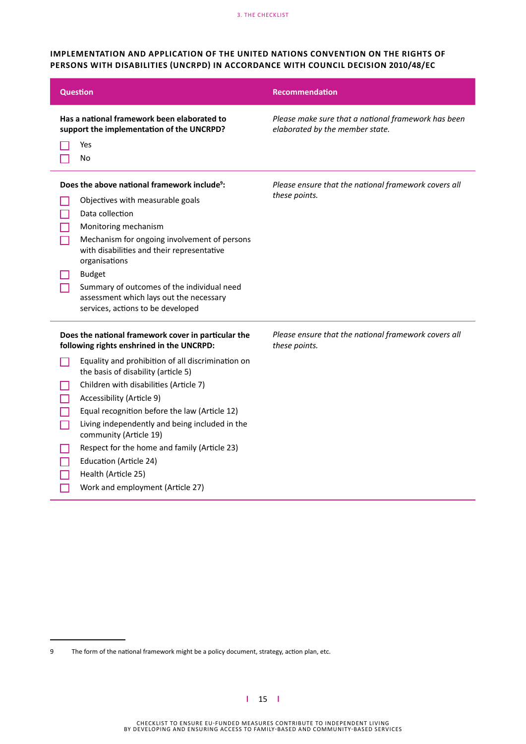**IMPLEMENTATION AND APPLICATION OF THE UNITED NATIONS CONVENTION ON THE RIGHTS OF PERSONS WITH DISABILITIES (UNCRPD) IN ACCORDANCE WITH COUNCIL DECISION 2010/48/EC**

| Question | Recommendation |
|---|---|
| **Has a national framework been elaborated to support the implementation of the UNCRPD?**<br>☐ Yes<br>☐ No | *Please make sure that a national framework has been elaborated by the member state.* |
| **Does the above national framework include[9]:**<br>☐ Objectives with measurable goals<br>☐ Data collection<br>☐ Monitoring mechanism<br>☐ Mechanism for ongoing involvement of persons with disabilities and their representative organisations<br>☐ Budget<br>☐ Summary of outcomes of the individual need assessment which lays out the necessary services, actions to be developed | *Please ensure that the national framework covers all these points.* |
| **Does the national framework cover in particular the following rights enshrined in the UNCRPD:**<br>☐ Equality and prohibition of all discrimination on the basis of disability (article 5)<br>☐ Children with disabilities (Article 7)<br>☐ Accessibility (Article 9)<br>☐ Equal recognition before the law (Article 12)<br>☐ Living independently and being included in the community (Article 19)<br>☐ Respect for the home and family (Article 23)<br>☐ Education (Article 24)<br>☐ Health (Article 25)<br>☐ Work and employment (Article 27) | *Please ensure that the national framework covers all these points.* |

9 The form of the national framework might be a policy document, strategy, action plan, etc.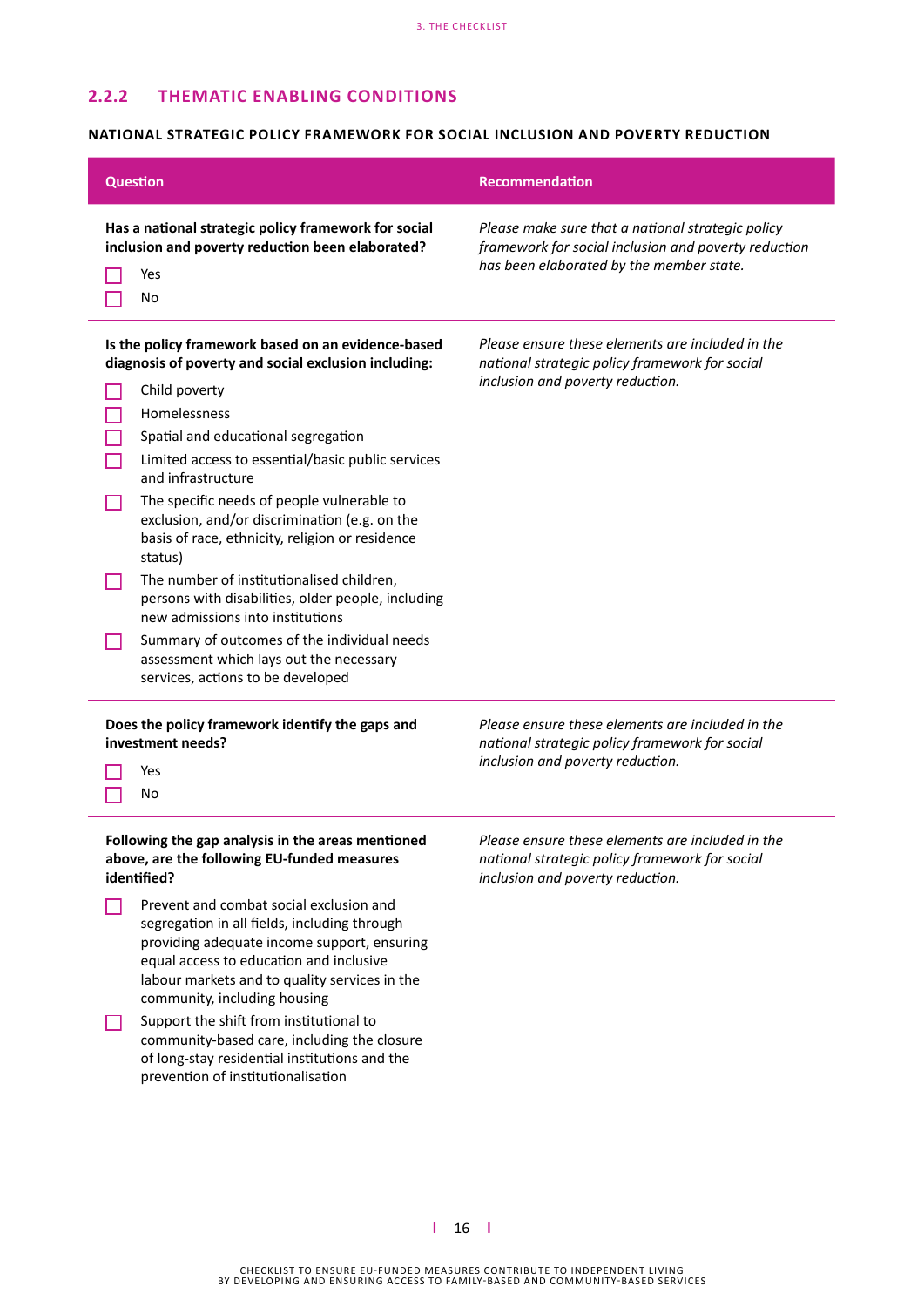### 2.2.2 THEMATIC ENABLING CONDITIONS

**NATIONAL STRATEGIC POLICY FRAMEWORK FOR SOCIAL INCLUSION AND POVERTY REDUCTION**

| Question | Recommendation |
|---|---|
| **Has a national strategic policy framework for social inclusion and poverty reduction been elaborated?**<br>☐ Yes<br>☐ No | *Please make sure that a national strategic policy framework for social inclusion and poverty reduction has been elaborated by the member state.* |
| **Is the policy framework based on an evidence-based diagnosis of poverty and social exclusion including:**<br>☐ Child poverty<br>☐ Homelessness<br>☐ Spatial and educational segregation<br>☐ Limited access to essential/basic public services and infrastructure<br>☐ The specific needs of people vulnerable to exclusion, and/or discrimination (e.g. on the basis of race, ethnicity, religion or residence status)<br>☐ The number of institutionalised children, persons with disabilities, older people, including new admissions into institutions<br>☐ Summary of outcomes of the individual needs assessment which lays out the necessary services, actions to be developed | *Please ensure these elements are included in the national strategic policy framework for social inclusion and poverty reduction.* |
| **Does the policy framework identify the gaps and investment needs?**<br>☐ Yes<br>☐ No | *Please ensure these elements are included in the national strategic policy framework for social inclusion and poverty reduction.* |
| **Following the gap analysis in the areas mentioned above, are the following EU-funded measures identified?**<br>☐ Prevent and combat social exclusion and segregation in all fields, including through providing adequate income support, ensuring equal access to education and inclusive labour markets and to quality services in the community, including housing<br>☐ Support the shift from institutional to community-based care, including the closure of long-stay residential institutions and the prevention of institutionalisation | *Please ensure these elements are included in the national strategic policy framework for social inclusion and poverty reduction.* |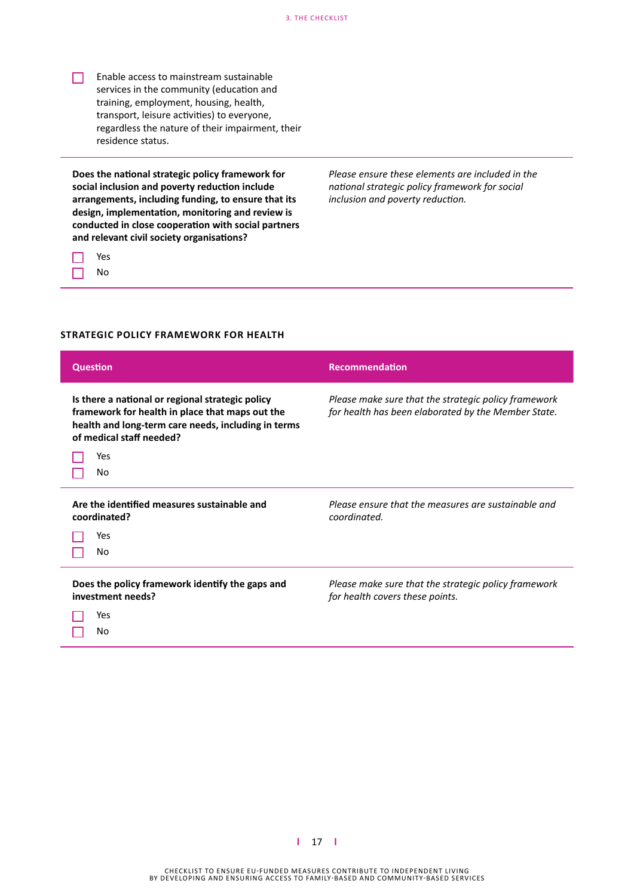- [ ] Enable access to mainstream sustainable services in the community (education and training, employment, housing, health, transport, leisure activities) to everyone, regardless the nature of their impairment, their residence status.

| | |
|---|---|
| **Does the national strategic policy framework for social inclusion and poverty reduction include arrangements, including funding, to ensure that its design, implementation, monitoring and review is conducted in close cooperation with social partners and relevant civil society organisations?**<br>☐ Yes<br>☐ No | *Please ensure these elements are included in the national strategic policy framework for social inclusion and poverty reduction.* |

### STRATEGIC POLICY FRAMEWORK FOR HEALTH

| Question | Recommendation |
|---|---|
| **Is there a national or regional strategic policy framework for health in place that maps out the health and long-term care needs, including in terms of medical staff needed?**<br>☐ Yes<br>☐ No | *Please make sure that the strategic policy framework for health has been elaborated by the Member State.* |
| **Are the identified measures sustainable and coordinated?**<br>☐ Yes<br>☐ No | *Please ensure that the measures are sustainable and coordinated.* |
| **Does the policy framework identify the gaps and investment needs?**<br>☐ Yes<br>☐ No | *Please make sure that the strategic policy framework for health covers these points.* |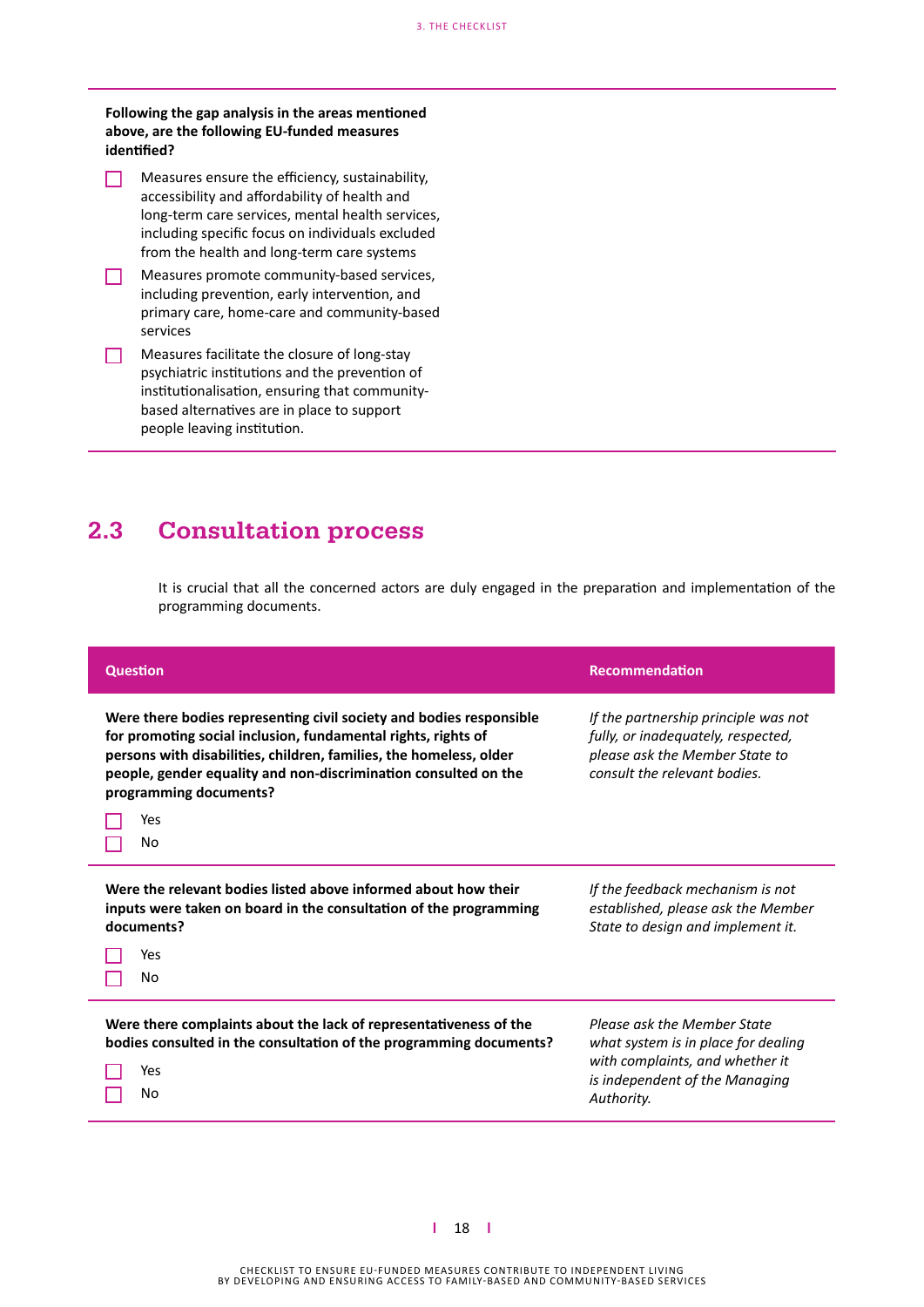**Following the gap analysis in the areas mentioned above, are the following EU-funded measures identified?**

- ☐ Measures ensure the efficiency, sustainability, accessibility and affordability of health and long-term care services, mental health services, including specific focus on individuals excluded from the health and long-term care systems
- ☐ Measures promote community-based services, including prevention, early intervention, and primary care, home-care and community-based services
- ☐ Measures facilitate the closure of long-stay psychiatric institutions and the prevention of institutionalisation, ensuring that community-based alternatives are in place to support people leaving institution.

## 2.3 Consultation process

It is crucial that all the concerned actors are duly engaged in the preparation and implementation of the programming documents.

| Question | Recommendation |
|---|---|
| **Were there bodies representing civil society and bodies responsible for promoting social inclusion, fundamental rights, rights of persons with disabilities, children, families, the homeless, older people, gender equality and non-discrimination consulted on the programming documents?**<br>☐ Yes<br>☐ No | *If the partnership principle was not fully, or inadequately, respected, please ask the Member State to consult the relevant bodies.* |
| **Were the relevant bodies listed above informed about how their inputs were taken on board in the consultation of the programming documents?**<br>☐ Yes<br>☐ No | *If the feedback mechanism is not established, please ask the Member State to design and implement it.* |
| **Were there complaints about the lack of representativeness of the bodies consulted in the consultation of the programming documents?**<br>☐ Yes<br>☐ No | *Please ask the Member State what system is in place for dealing with complaints, and whether it is independent of the Managing Authority.* |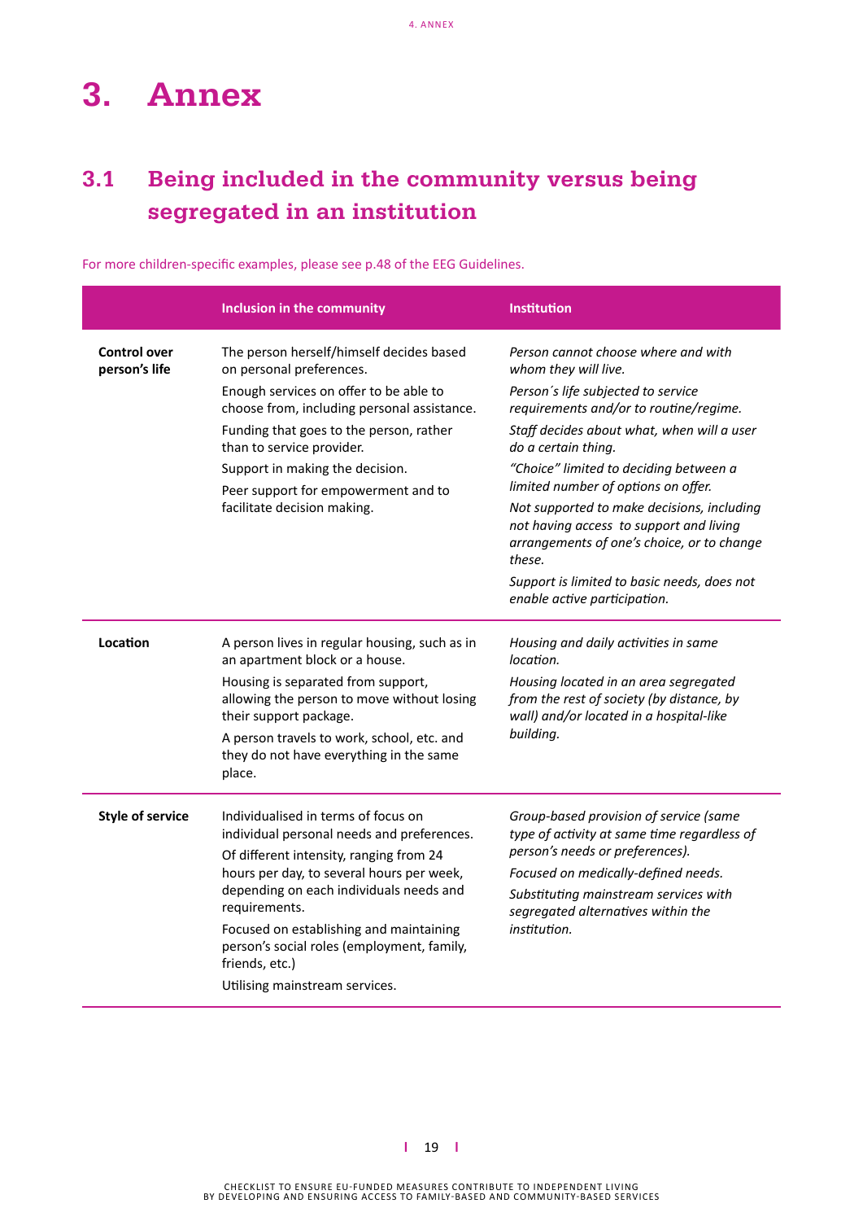# 3. Annex

## 3.1 Being included in the community versus being segregated in an institution

For more children-specific examples, please see p.48 of the EEG Guidelines.

| | Inclusion in the community | Institution |
|---|---|---|
| **Control over person's life** | The person herself/himself decides based on personal preferences.<br>Enough services on offer to be able to choose from, including personal assistance.<br>Funding that goes to the person, rather than to service provider.<br>Support in making the decision.<br>Peer support for empowerment and to facilitate decision making. | *Person cannot choose where and with whom they will live.*<br>*Person´s life subjected to service requirements and/or to routine/regime.*<br>*Staff decides about what, when will a user do a certain thing.*<br>*"Choice" limited to deciding between a limited number of options on offer.*<br>*Not supported to make decisions, including not having access to support and living arrangements of one's choice, or to change these.*<br>*Support is limited to basic needs, does not enable active participation.* |
| **Location** | A person lives in regular housing, such as in an apartment block or a house.<br>Housing is separated from support, allowing the person to move without losing their support package.<br>A person travels to work, school, etc. and they do not have everything in the same place. | *Housing and daily activities in same location.*<br>*Housing located in an area segregated from the rest of society (by distance, by wall) and/or located in a hospital-like building.* |
| **Style of service** | Individualised in terms of focus on individual personal needs and preferences.<br>Of different intensity, ranging from 24 hours per day, to several hours per week, depending on each individuals needs and requirements.<br>Focused on establishing and maintaining person's social roles (employment, family, friends, etc.)<br>Utilising mainstream services. | *Group-based provision of service (same type of activity at same time regardless of person's needs or preferences).*<br>*Focused on medically-defined needs.*<br>*Substituting mainstream services with segregated alternatives within the institution.* |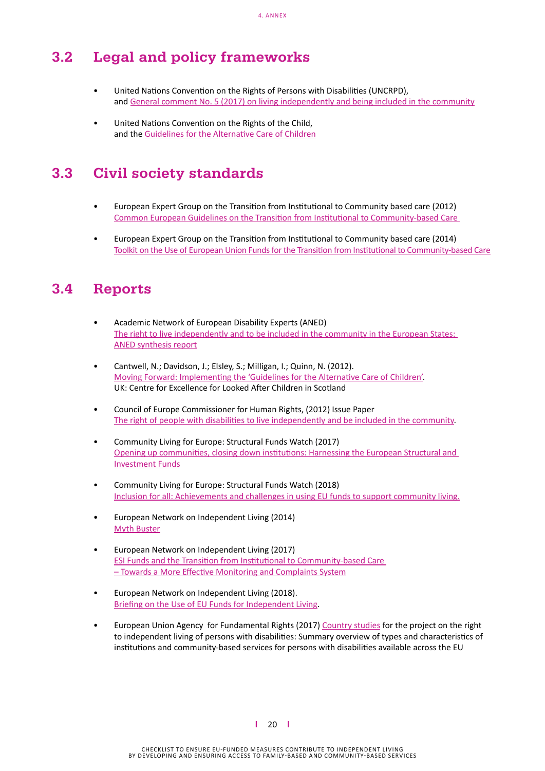## 3.2 Legal and policy frameworks

- United Nations Convention on the Rights of Persons with Disabilities (UNCRPD), and General comment No. 5 (2017) on living independently and being included in the community

- United Nations Convention on the Rights of the Child, and the Guidelines for the Alternative Care of Children

## 3.3 Civil society standards

- European Expert Group on the Transition from Institutional to Community based care (2012) Common European Guidelines on the Transition from Institutional to Community-based Care

- European Expert Group on the Transition from Institutional to Community based care (2014) Toolkit on the Use of European Union Funds for the Transition from Institutional to Community-based Care

## 3.4 Reports

- Academic Network of European Disability Experts (ANED) The right to live independently and to be included in the community in the European States: ANED synthesis report

- Cantwell, N.; Davidson, J.; Elsley, S.; Milligan, I.; Quinn, N. (2012). Moving Forward: Implementing the 'Guidelines for the Alternative Care of Children'. UK: Centre for Excellence for Looked After Children in Scotland

- Council of Europe Commissioner for Human Rights, (2012) Issue Paper The right of people with disabilities to live independently and be included in the community.

- Community Living for Europe: Structural Funds Watch (2017) Opening up communities, closing down institutions: Harnessing the European Structural and Investment Funds

- Community Living for Europe: Structural Funds Watch (2018) Inclusion for all: Achievements and challenges in using EU funds to support community living.

- European Network on Independent Living (2014) Myth Buster

- European Network on Independent Living (2017) ESI Funds and the Transition from Institutional to Community-based Care – Towards a More Effective Monitoring and Complaints System

- European Network on Independent Living (2018). Briefing on the Use of EU Funds for Independent Living.

- European Union Agency for Fundamental Rights (2017) Country studies for the project on the right to independent living of persons with disabilities: Summary overview of types and characteristics of institutions and community-based services for persons with disabilities available across the EU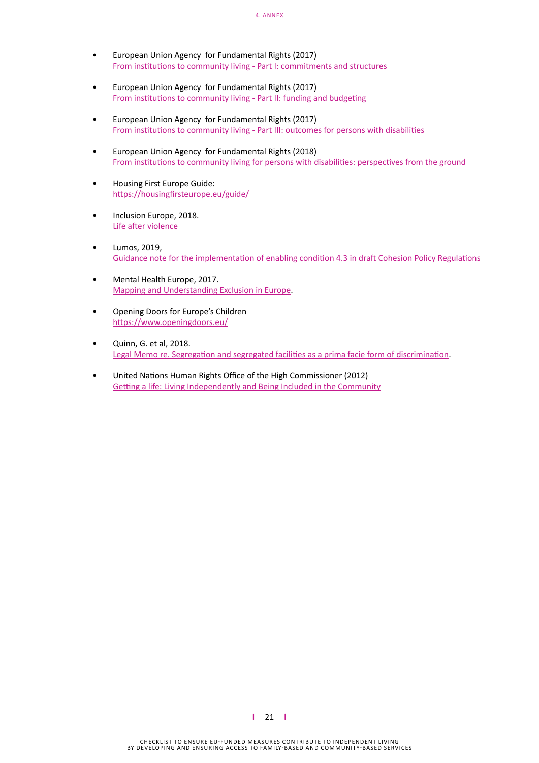- European Union Agency for Fundamental Rights (2017)
  From institutions to community living - Part I: commitments and structures

- European Union Agency for Fundamental Rights (2017)
  From institutions to community living - Part II: funding and budgeting

- European Union Agency for Fundamental Rights (2017)
  From institutions to community living - Part III: outcomes for persons with disabilities

- European Union Agency for Fundamental Rights (2018)
  From institutions to community living for persons with disabilities: perspectives from the ground

- Housing First Europe Guide:
  https://housingfirsteurope.eu/guide/

- Inclusion Europe, 2018.
  Life after violence

- Lumos, 2019,
  Guidance note for the implementation of enabling condition 4.3 in draft Cohesion Policy Regulations

- Mental Health Europe, 2017.
  Mapping and Understanding Exclusion in Europe.

- Opening Doors for Europe's Children
  https://www.openingdoors.eu/

- Quinn, G. et al, 2018.
  Legal Memo re. Segregation and segregated facilities as a prima facie form of discrimination.

- United Nations Human Rights Office of the High Commissioner (2012)
  Getting a life: Living Independently and Being Included in the Community